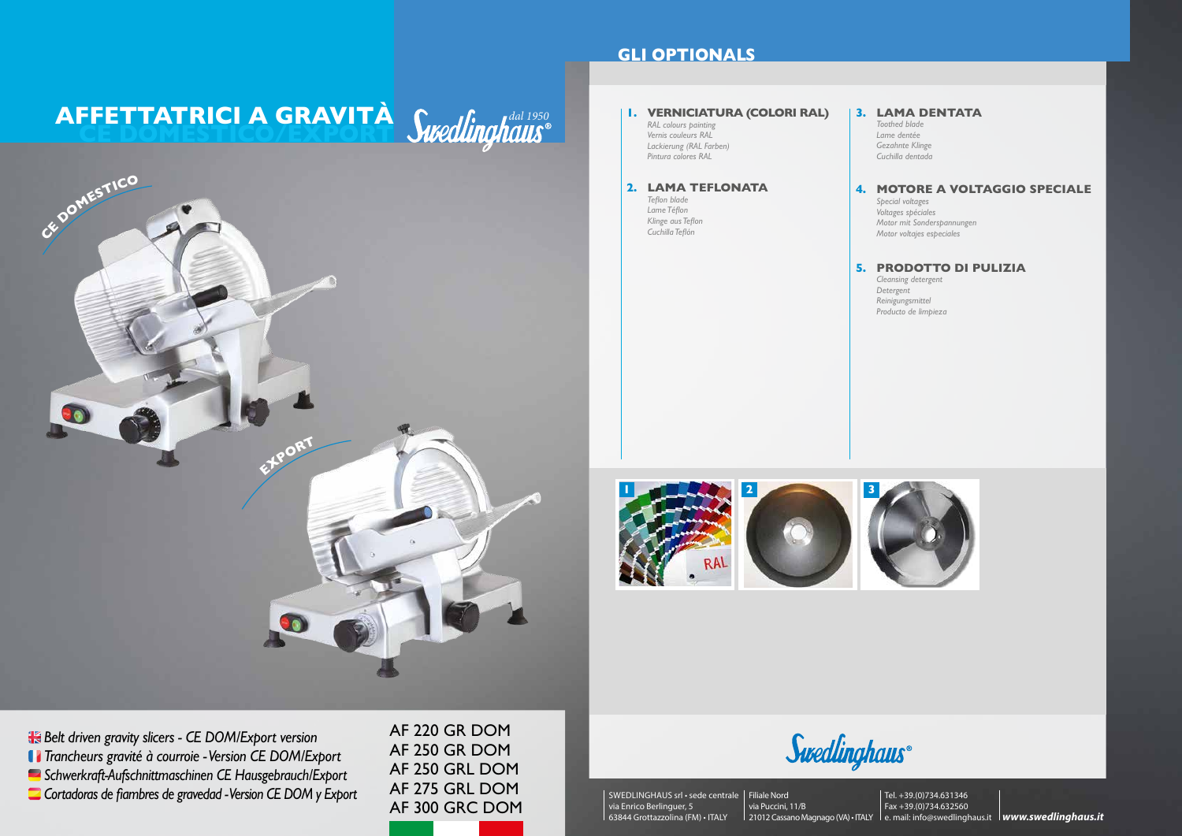# AFFETTATRICI A GRAVITÀ

## CE DOMESTICO/EXPORT

Swedlinghaus® dal 1950

CE DOMESTICO

EXPORT

*Belt driven gravity slicers - CE DOM/Export version*
*Trancheurs gravité à courroie - Version CE DOM/Export*
*Schwerkraft-Aufschnittmaschinen CE Hausgebrauch/Export*
*Cortadoras de fiambres de gravedad - Version CE DOM y Export*

AF 220 GR DOM
AF 250 GR DOM
AF 250 GRL DOM
AF 275 GRL DOM
AF 300 GRC DOM

## GLI OPTIONALS

**1. VERNICIATURA (COLORI RAL)**
*RAL colours painting*
*Vernis couleurs RAL*
*Lackierung (RAL Farben)*
*Pintura colores RAL*

**2. LAMA TEFLONATA**
*Teflon blade*
*Lame Téflon*
*Klinge aus Teflon*
*Cuchilla Teflón*

**3. LAMA DENTATA**
*Toothed blade*
*Lame dentée*
*Gezahnte Klinge*
*Cuchilla dentada*

**4. MOTORE A VOLTAGGIO SPECIALE**
*Special voltages*
*Voltages spéciales*
*Motor mit Sonderspannungen*
*Motor voltajes especiales*

**5. PRODOTTO DI PULIZIA**
*Cleansing detergent*
*Detergent*
*Reinigungsmittel*
*Producto de limpieza*

1 RAL

2

3

Swedlinghaus®

SWEDLINGHAUS srl • sede centrale
via Enrico Berlinguer, 5
63844 Grottazzolina (FM) • ITALY

Filiale Nord
via Puccini, 11/B
21012 Cassano Magnago (VA) • ITALY

Tel. +39.(0)734.631346
Fax +39.(0)734.632560
e. mail: info@swedlinghaus.it

***www.swedlinghaus.it***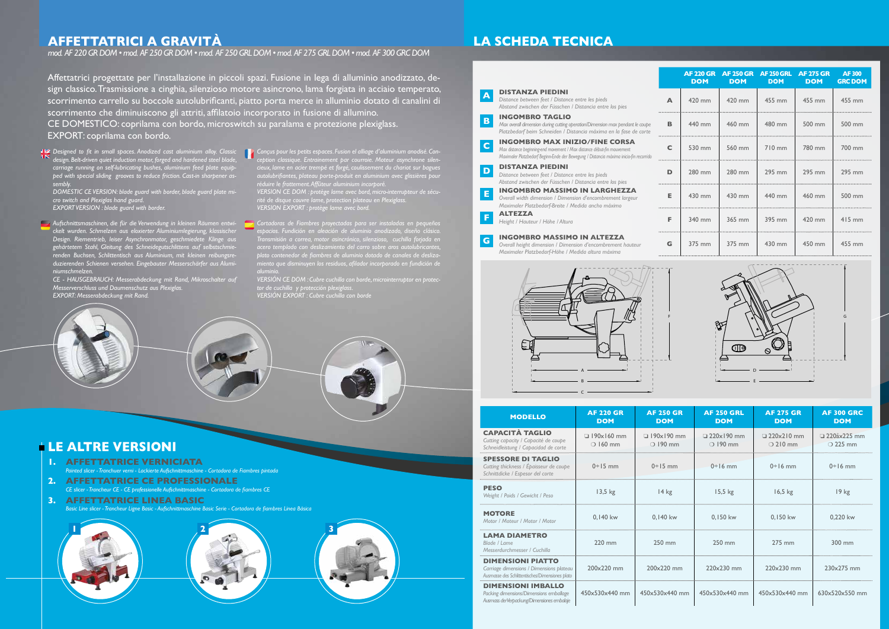## AFFETTATRICI A GRAVITÀ

*mod. AF 220 GR DOM • mod. AF 250 GR DOM • mod. AF 250 GRL DOM • mod. AF 275 GRL DOM • mod. AF 300 GRC DOM*

Affettatrici progettate per l'installazione in piccoli spazi. Fusione in lega di alluminio anodizzato, design classico. Trasmissione a cinghia, silenzioso motore asincrono, lama forgiata in acciaio temperato, scorrimento carrello su boccole autolubrificanti, piatto porta merce in alluminio dotato di canalini di scorrimento che diminuiscono gli attriti, affilatoio incorporato in fusione di allumino.
CE DOMESTICO: coprilama con bordo, microswitch su paralama e protezione plexiglass.
EXPORT: coprilama con bordo.

*Designed to fit in small spaces. Anodized cast aluminium alloy. Classic design. Belt-driven quiet induction motor, forged and hardened steel blade, carriage running on self-lubricating bushes, aluminium feed plate equipped with special sliding grooves to reduce friction. Cast-in sharpener assembly.*
*DOMESTIC CE VERSION: blade guard with border, blade guard plate micro switch and Plexiglas hand guard.*
*EXPORT VERSION : blade guard with border.*

*Conçus pour les petits espaces. Fusion el alliage d'aluminium anodisé. Conception classique. Entraînement par courroie. Moteur asynchrone silencieux, lame en acier trempé et forgé, coulissement du chariot sur bagues autolubrifiantes, plateau porte-produit en aluminium avec glissières pour réduire le frottement. Affûteur aluminium incorporé.*
*VERSION CE DOM : protège lame avec bord, micro-interrupteur de sécurité de disque couvre lame, protection plateau en Plexiglass.*
*VERSION EXPORT : protège lame avec bord.*

*Aufschnittsmaschinen, die für die Verwendung in kleinen Räumen entwickelt wurden. Schmelzen aus eloxierter Aluminiumlegierung, klassischer Design. Riementrieb, leiser Asynchronmotor, geschmiedete Klinge aus gehärtetem Stahl, Gleitung des Schneidegutschlittens auf selbstschmierenden Buchsen, Schlittentisch aus Aluminium, mit kleinen reibungsreduzierenden Schienen versehen. Eingebauter Messerschärfer aus Aluminiumschmelzen.*
*CE - HAUSGEBRAUCH: Messerabdeckung mit Rand, Mikroschalter auf Messerverschluss und Daumenschutz aus Plexiglas.*
*EXPORT: Messerabdeckung mit Rand.*

*Cortadoras de Fiambres proyectadas para ser instaladas en pequeños espacios. Fundición en aleación de aluminio anodizado, diseño clásico. Transmisión a correa, motor asincrónico, silenzioso, cuchilla forjada en acero templado con deslizamiento del carro sobre aros autolubricantes, plato contenedor de fiambres de aluminio dotado de canales de deslizamiento que disminuyen los residuos, afilador incorporado en fundición de aluminio.*
*VERSIÓN CE DOM : Cubre cuchilla con borde, microinterruptor en protector de cuchilla y protección plexiglass.*
*VERSIÓN EXPORT : Cubre cuchilla con borde*

## LE ALTRE VERSIONI

1. **AFFETTATRICE VERNICIATA**
   *Painted slicer - Tranchuer verni - Lackierte Aufschnittmaschine - Cortadora de Fiambres pintada*
2. **AFFETTATRICE CE PROFESSIONALE**
   *CE slicer - Trancheur CE - CE professionelle Aufschnittmaschine - Cortadora de fiambres CE*
3. **AFFETTATRICE LINEA BASIC**
   *Basic Line slicer - Trancheur Ligne Basic - Aufschnittmaschine Basic Serie - Cortadora de fiambres Linea Básica*

## LA SCHEDA TECNICA

| | | AF 220 GR DOM | AF 250 GR DOM | AF 250 GRL DOM | AF 275 GR DOM | AF 300 GRC DOM |
|---|---|---|---|---|---|---|
| **A** DISTANZA PIEDINI<br>*Distance between feet / Distance entre les pieds<br>Abstand zwischen der Füsschen / Distancia entre los pies* | A | 420 mm | 420 mm | 455 mm | 455 mm | 455 mm |
| **B** INGOMBRO TAGLIO<br>*Max overall dimension during cutting operation/Dimension max pendant le coupe<br>Platzbedarf beim Schneiden / Distancia máxima en la fase de corte* | B | 440 mm | 460 mm | 480 mm | 500 mm | 500 mm |
| **C** INGOMBRO MAX INIZIO/FINE CORSA<br>*Max distance beginning-end movement / Max distance début-fin mouvement<br>Maximaler Platzbedarf Beginn-Ende der Bewegung / Distancia máxima inicio-fin recorrido* | C | 530 mm | 560 mm | 710 mm | 780 mm | 700 mm |
| **D** DISTANZA PIEDINI<br>*Distance between feet / Distance entre les pieds<br>Abstand zwischen der Füsschen / Distancia entre los pies* | D | 280 mm | 280 mm | 295 mm | 295 mm | 295 mm |
| **E** INGOMBRO MASSIMO IN LARGHEZZA<br>*Overall width dimension / Dimension d'encombrement largeur<br>Maximaler Platzbedarf-Breite / Medida ancho máximo* | E | 430 mm | 430 mm | 440 mm | 460 mm | 500 mm |
| **F** ALTEZZA<br>*Height / Hauteur / Höhe / Altura* | F | 340 mm | 365 mm | 395 mm | 420 mm | 415 mm |
| **G** INGOMBRO MASSIMO IN ALTEZZA<br>*Overall height dimension / Dimension d'encombrement hauteur<br>Maximaler Platzbedarf-Höhe / Medida altura máxima* | G | 375 mm | 375 mm | 430 mm | 450 mm | 455 mm |

| MODELLO | AF 220 GR DOM | AF 250 GR DOM | AF 250 GRL DOM | AF 275 GR DOM | AF 300 GRC DOM |
|---|---|---|---|---|---|
| **CAPACITÀ TAGLIO**<br>*Cutting capacity / Capacité de coupe<br>Schneidleistung / Capacidad de corte* | ❑ 190x160 mm<br>❍ 160 mm | ❑ 190x190 mm<br>❍ 190 mm | ❑ 220x190 mm<br>❍ 190 mm | ❑ 220x210 mm<br>❍ 210 mm | ❑ 220x225 mm<br>❍ 225 mm |
| **SPESSORE DI TAGLIO**<br>*Cutting thickness / Épaisseur de coupe<br>Schnittdicke / Espesor del corte* | 0÷15 mm | 0÷15 mm | 0÷16 mm | 0÷16 mm | 0÷16 mm |
| **PESO**<br>*Weight / Poids / Gewicht / Peso* | 13,5 kg | 14 kg | 15,5 kg | 16,5 kg | 19 kg |
| **MOTORE**<br>*Motor / Moteur / Motor / Motor* | 0,140 kw | 0,140 kw | 0,150 kw | 0,150 kw | 0,220 kw |
| **LAMA DIAMETRO**<br>*Blade / Lame<br>Messerdurchmesser / Cuchilla* | 220 mm | 250 mm | 250 mm | 275 mm | 300 mm |
| **DIMENSIONI PIATTO**<br>*Carriage dimensions / Dimensions plateau<br>Ausmasse des Schlittentisches/Dimensiones plato* | 200x220 mm | 200x220 mm | 220x230 mm | 220x230 mm | 230x275 mm |
| **DIMENSIONI IMBALLO**<br>*Packing dimensions/Dimensions emballage<br>Ausmass der Verpackung/Dimensiones embalaje* | 450x530x440 mm | 450x530x440 mm | 450x530x440 mm | 450x530x440 mm | 630x520x550 mm |